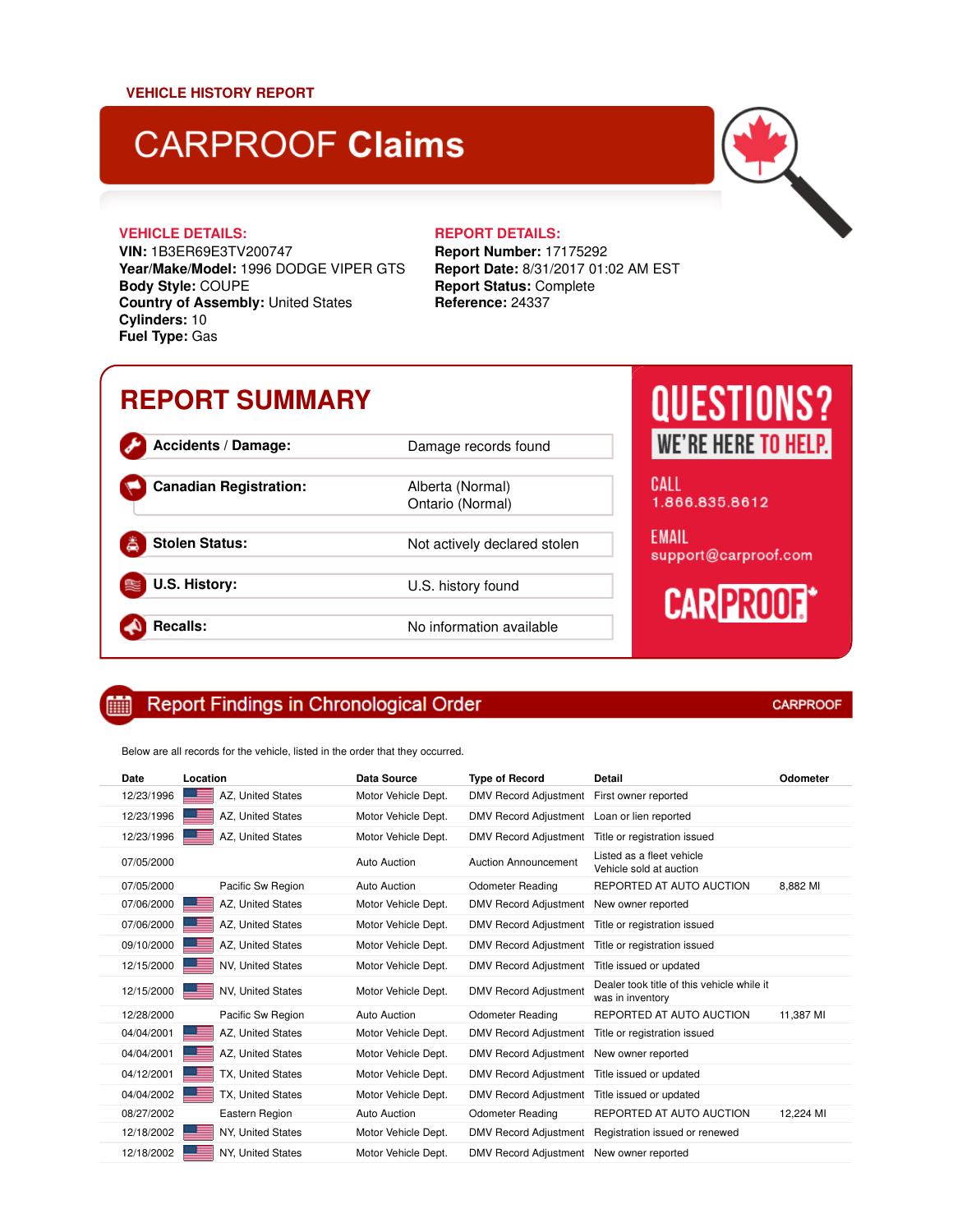VEHICLE HISTORY REPORT

# CARPROOF **Claims**

## VEHICLE DETAILS:

**VIN:** 1B3ER69E3TV200747
**Year/Make/Model:** 1996 DODGE VIPER GTS
**Body Style:** COUPE
**Country of Assembly:** United States
**Cylinders:** 10
**Fuel Type:** Gas

## REPORT DETAILS:

**Report Number:** 17175292
**Report Date:** 8/31/2017 01:02 AM EST
**Report Status:** Complete
**Reference:** 24337

## REPORT SUMMARY

| | |
|---|---|
| **Accidents / Damage:** | Damage records found |
| **Canadian Registration:** | Alberta (Normal)<br>Ontario (Normal) |
| **Stolen Status:** | Not actively declared stolen |
| **U.S. History:** | U.S. history found |
| **Recalls:** | No information available |

QUESTIONS?
WE'RE HERE TO HELP.

CALL
1.866.835.8612

EMAIL
support@carproof.com

CARPROOF

## Report Findings in Chronological Order

CARPROOF

Below are all records for the vehicle, listed in the order that they occurred.

| Date | Location | Data Source | Type of Record | Detail | Odometer |
|---|---|---|---|---|---|
| 12/23/1996 | AZ, United States | Motor Vehicle Dept. | DMV Record Adjustment | First owner reported | |
| 12/23/1996 | AZ, United States | Motor Vehicle Dept. | DMV Record Adjustment | Loan or lien reported | |
| 12/23/1996 | AZ, United States | Motor Vehicle Dept. | DMV Record Adjustment | Title or registration issued | |
| 07/05/2000 | | Auto Auction | Auction Announcement | Listed as a fleet vehicle<br>Vehicle sold at auction | |
| 07/05/2000 | Pacific Sw Region | Auto Auction | Odometer Reading | REPORTED AT AUTO AUCTION | 8,882 MI |
| 07/06/2000 | AZ, United States | Motor Vehicle Dept. | DMV Record Adjustment | New owner reported | |
| 07/06/2000 | AZ, United States | Motor Vehicle Dept. | DMV Record Adjustment | Title or registration issued | |
| 09/10/2000 | AZ, United States | Motor Vehicle Dept. | DMV Record Adjustment | Title or registration issued | |
| 12/15/2000 | NV, United States | Motor Vehicle Dept. | DMV Record Adjustment | Title issued or updated | |
| 12/15/2000 | NV, United States | Motor Vehicle Dept. | DMV Record Adjustment | Dealer took title of this vehicle while it was in inventory | |
| 12/28/2000 | Pacific Sw Region | Auto Auction | Odometer Reading | REPORTED AT AUTO AUCTION | 11,387 MI |
| 04/04/2001 | AZ, United States | Motor Vehicle Dept. | DMV Record Adjustment | Title or registration issued | |
| 04/04/2001 | AZ, United States | Motor Vehicle Dept. | DMV Record Adjustment | New owner reported | |
| 04/12/2001 | TX, United States | Motor Vehicle Dept. | DMV Record Adjustment | Title issued or updated | |
| 04/04/2002 | TX, United States | Motor Vehicle Dept. | DMV Record Adjustment | Title issued or updated | |
| 08/27/2002 | Eastern Region | Auto Auction | Odometer Reading | REPORTED AT AUTO AUCTION | 12,224 MI |
| 12/18/2002 | NY, United States | Motor Vehicle Dept. | DMV Record Adjustment | Registration issued or renewed | |
| 12/18/2002 | NY, United States | Motor Vehicle Dept. | DMV Record Adjustment | New owner reported | |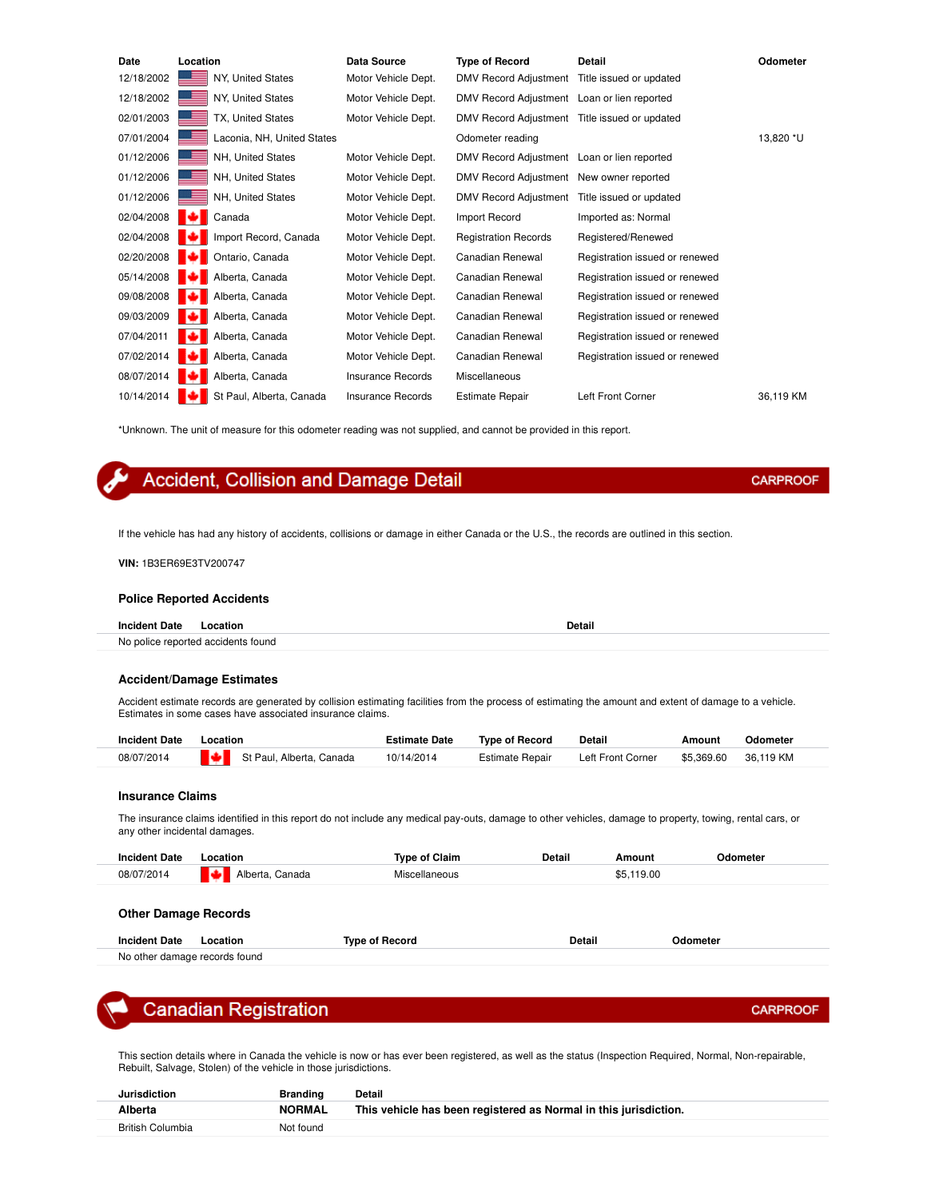| Date | Location | Data Source | Type of Record | Detail | Odometer |
|---|---|---|---|---|---|
| 12/18/2002 | NY, United States | Motor Vehicle Dept. | DMV Record Adjustment | Title issued or updated | |
| 12/18/2002 | NY, United States | Motor Vehicle Dept. | DMV Record Adjustment | Loan or lien reported | |
| 02/01/2003 | TX, United States | Motor Vehicle Dept. | DMV Record Adjustment | Title issued or updated | |
| 07/01/2004 | Laconia, NH, United States | | Odometer reading | | 13,820 *U |
| 01/12/2006 | NH, United States | Motor Vehicle Dept. | DMV Record Adjustment | Loan or lien reported | |
| 01/12/2006 | NH, United States | Motor Vehicle Dept. | DMV Record Adjustment | New owner reported | |
| 01/12/2006 | NH, United States | Motor Vehicle Dept. | DMV Record Adjustment | Title issued or updated | |
| 02/04/2008 | Canada | Motor Vehicle Dept. | Import Record | Imported as: Normal | |
| 02/04/2008 | Import Record, Canada | Motor Vehicle Dept. | Registration Records | Registered/Renewed | |
| 02/20/2008 | Ontario, Canada | Motor Vehicle Dept. | Canadian Renewal | Registration issued or renewed | |
| 05/14/2008 | Alberta, Canada | Motor Vehicle Dept. | Canadian Renewal | Registration issued or renewed | |
| 09/08/2008 | Alberta, Canada | Motor Vehicle Dept. | Canadian Renewal | Registration issued or renewed | |
| 09/03/2009 | Alberta, Canada | Motor Vehicle Dept. | Canadian Renewal | Registration issued or renewed | |
| 07/04/2011 | Alberta, Canada | Motor Vehicle Dept. | Canadian Renewal | Registration issued or renewed | |
| 07/02/2014 | Alberta, Canada | Motor Vehicle Dept. | Canadian Renewal | Registration issued or renewed | |
| 08/07/2014 | Alberta, Canada | Insurance Records | Miscellaneous | | |
| 10/14/2014 | St Paul, Alberta, Canada | Insurance Records | Estimate Repair | Left Front Corner | 36,119 KM |

*Unknown. The unit of measure for this odometer reading was not supplied, and cannot be provided in this report.

## Accident, Collision and Damage Detail

CARPROOF

If the vehicle has had any history of accidents, collisions or damage in either Canada or the U.S., the records are outlined in this section.

**VIN:** 1B3ER69E3TV200747

### Police Reported Accidents

| Incident Date | Location | Detail |
|---|---|---|
| No police reported accidents found | | |

### Accident/Damage Estimates

Accident estimate records are generated by collision estimating facilities from the process of estimating the amount and extent of damage to a vehicle. Estimates in some cases have associated insurance claims.

| Incident Date | Location | Estimate Date | Type of Record | Detail | Amount | Odometer |
|---|---|---|---|---|---|---|
| 08/07/2014 | St Paul, Alberta, Canada | 10/14/2014 | Estimate Repair | Left Front Corner | $5,369.60 | 36,119 KM |

### Insurance Claims

The insurance claims identified in this report do not include any medical pay-outs, damage to other vehicles, damage to property, towing, rental cars, or any other incidental damages.

| Incident Date | Location | Type of Claim | Detail | Amount | Odometer |
|---|---|---|---|---|---|
| 08/07/2014 | Alberta, Canada | Miscellaneous | | $5,119.00 | |

### Other Damage Records

| Incident Date | Location | Type of Record | Detail | Odometer |
|---|---|---|---|---|
| No other damage records found | | | | |

## Canadian Registration

CARPROOF

This section details where in Canada the vehicle is now or has ever been registered, as well as the status (Inspection Required, Normal, Non-repairable, Rebuilt, Salvage, Stolen) of the vehicle in those jurisdictions.

| Jurisdiction | Branding | Detail |
|---|---|---|
| **Alberta** | **NORMAL** | **This vehicle has been registered as Normal in this jurisdiction.** |
| British Columbia | Not found | |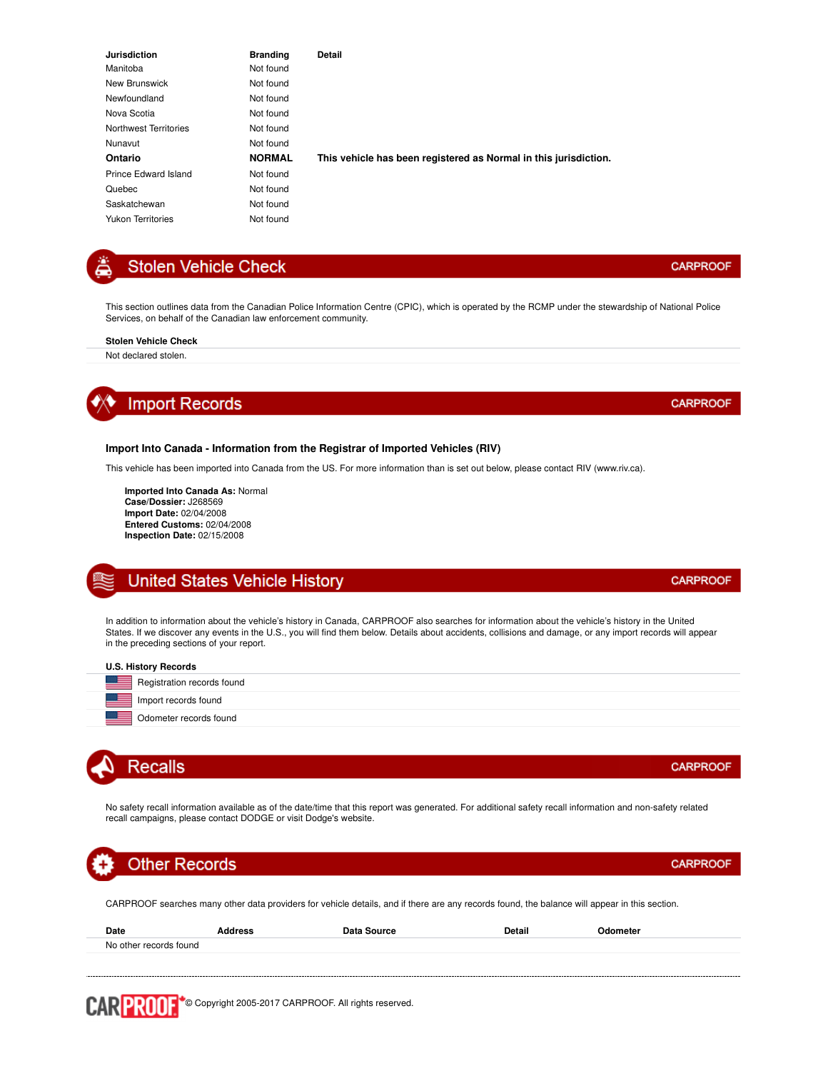| Jurisdiction | Branding | Detail |
|---|---|---|
| Manitoba | Not found | |
| New Brunswick | Not found | |
| Newfoundland | Not found | |
| Nova Scotia | Not found | |
| Northwest Territories | Not found | |
| Nunavut | Not found | |
| **Ontario** | **NORMAL** | **This vehicle has been registered as Normal in this jurisdiction.** |
| Prince Edward Island | Not found | |
| Quebec | Not found | |
| Saskatchewan | Not found | |
| Yukon Territories | Not found | |

## Stolen Vehicle Check

CARPROOF

This section outlines data from the Canadian Police Information Centre (CPIC), which is operated by the RCMP under the stewardship of National Police Services, on behalf of the Canadian law enforcement community.

**Stolen Vehicle Check**

Not declared stolen.

## Import Records

CARPROOF

### Import Into Canada - Information from the Registrar of Imported Vehicles (RIV)

This vehicle has been imported into Canada from the US. For more information than is set out below, please contact RIV (www.riv.ca).

**Imported Into Canada As:** Normal
**Case/Dossier:** J268569
**Import Date:** 02/04/2008
**Entered Customs:** 02/04/2008
**Inspection Date:** 02/15/2008

## United States Vehicle History

CARPROOF

In addition to information about the vehicle's history in Canada, CARPROOF also searches for information about the vehicle's history in the United States. If we discover any events in the U.S., you will find them below. Details about accidents, collisions and damage, or any import records will appear in the preceding sections of your report.

**U.S. History Records**

- Registration records found
- Import records found
- Odometer records found

## Recalls

CARPROOF

No safety recall information available as of the date/time that this report was generated. For additional safety recall information and non-safety related recall campaigns, please contact DODGE or visit Dodge's website.

## Other Records

CARPROOF

CARPROOF searches many other data providers for vehicle details, and if there are any records found, the balance will appear in this section.

| Date | Address | Data Source | Detail | Odometer |
|---|---|---|---|---|
| No other records found | | | | |

© Copyright 2005-2017 CARPROOF. All rights reserved.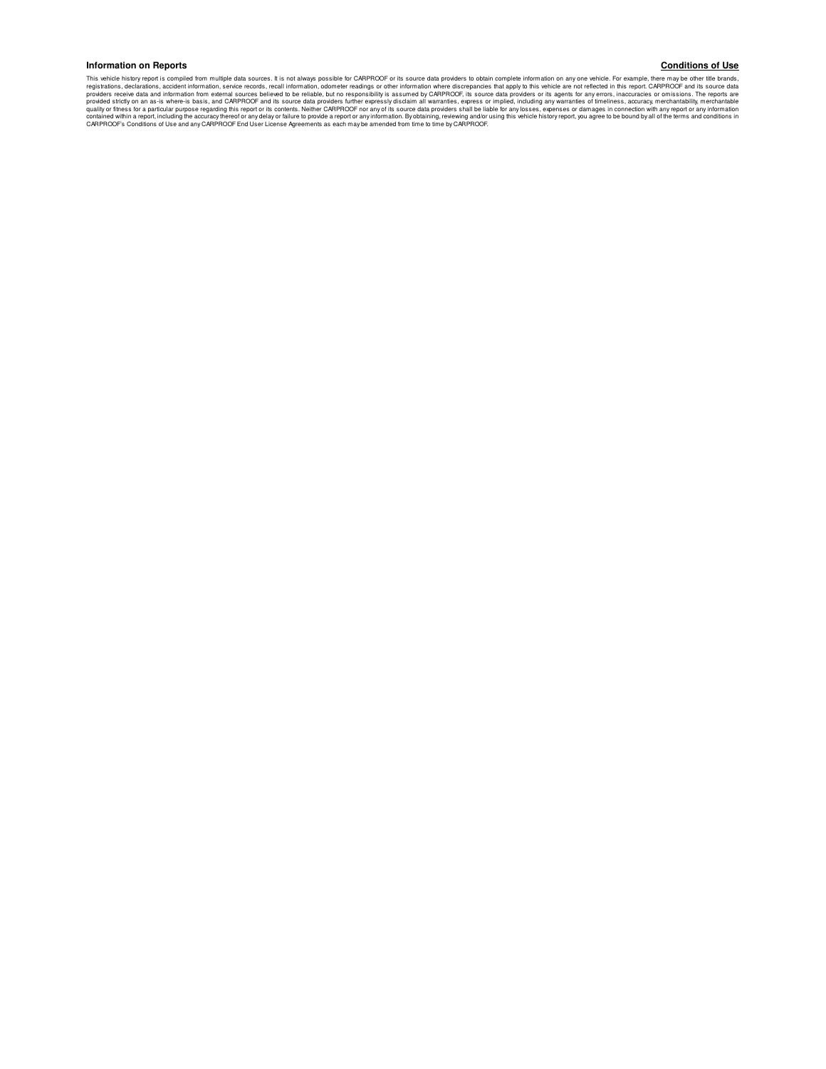**Information on Reports** **Conditions of Use**

This vehicle history report is compiled from multiple data sources. It is not always possible for CARPROOF or its source data providers to obtain complete information on any one vehicle. For example, there may be other title brands, registrations, declarations, accident information, service records, recall information, odometer readings or other information where discrepancies that apply to this vehicle are not reflected in this report. CARPROOF and its source data providers receive data and information from external sources believed to be reliable, but no responsibility is assumed by CARPROOF, its source data providers or its agents for any errors, inaccuracies or omissions. The reports are provided strictly on an as-is where-is basis, and CARPROOF and its source data providers further expressly disclaim all warranties, express or implied, including any warranties of timeliness, accuracy, merchantability, merchantable quality or fitness for a particular purpose regarding this report or its contents. Neither CARPROOF nor any of its source data providers shall be liable for any losses, expenses or damages in connection with any report or any information contained within a report, including the accuracy thereof or any delay or failure to provide a report or any information. By obtaining, reviewing and/or using this vehicle history report, you agree to be bound by all of the terms and conditions in CARPROOF's Conditions of Use and any CARPROOF End User License Agreements as each may be amended from time to time by CARPROOF.